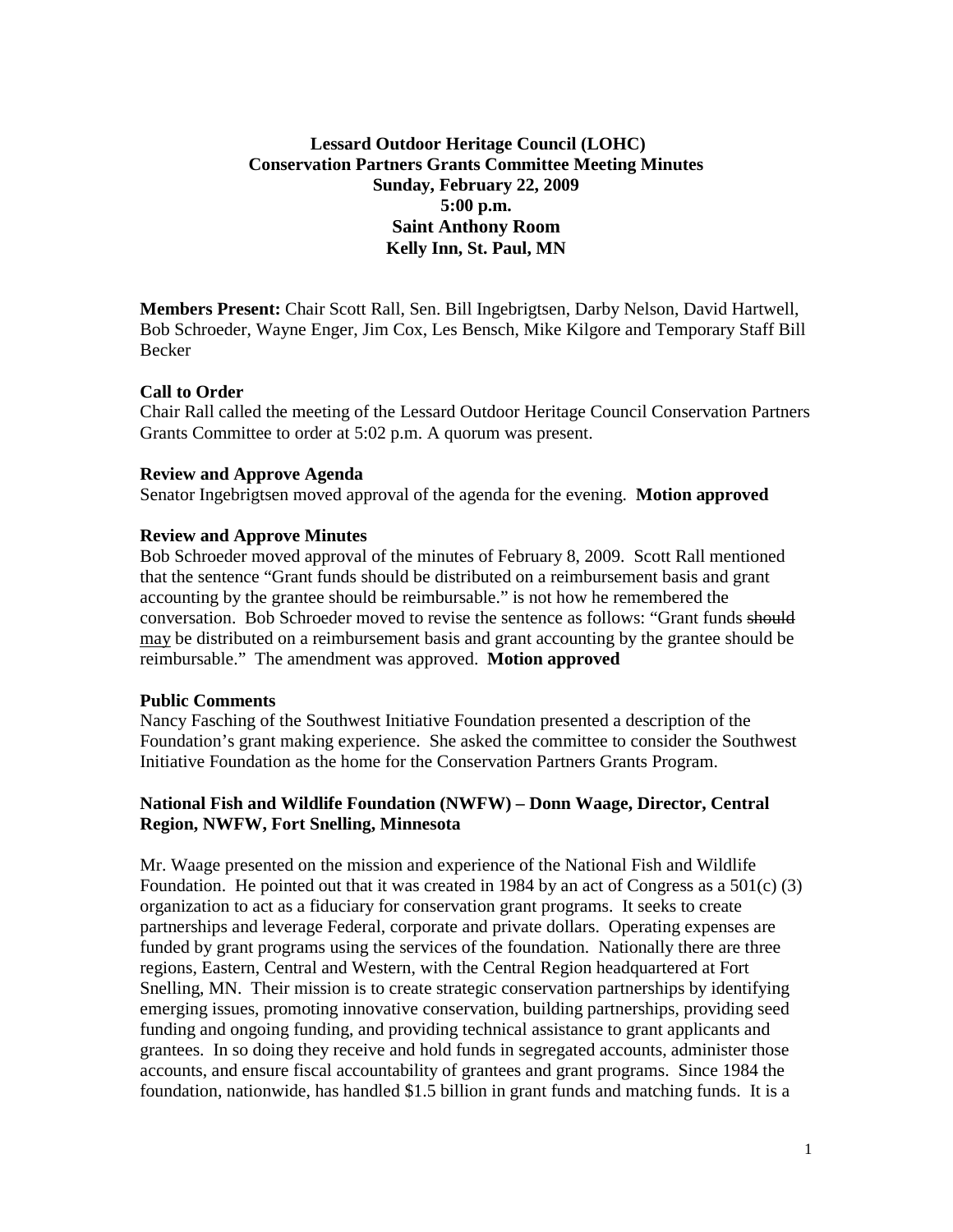# Lessard Outdoor Heritage Council (LOHC)
## Conservation Partners Grants Committee Meeting Minutes
### Sunday, February 22, 2009
### 5:00 p.m.
### Saint Anthony Room
### Kelly Inn, St. Paul, MN

**Members Present:** Chair Scott Rall, Sen. Bill Ingebrigtsen, Darby Nelson, David Hartwell, Bob Schroeder, Wayne Enger, Jim Cox, Les Bensch, Mike Kilgore and Temporary Staff Bill Becker

**Call to Order**
Chair Rall called the meeting of the Lessard Outdoor Heritage Council Conservation Partners Grants Committee to order at 5:02 p.m. A quorum was present.

**Review and Approve Agenda**
Senator Ingebrigtsen moved approval of the agenda for the evening. **Motion approved**

**Review and Approve Minutes**
Bob Schroeder moved approval of the minutes of February 8, 2009. Scott Rall mentioned that the sentence "Grant funds should be distributed on a reimbursement basis and grant accounting by the grantee should be reimbursable." is not how he remembered the conversation. Bob Schroeder moved to revise the sentence as follows: "Grant funds ~~should~~ <u>may</u> be distributed on a reimbursement basis and grant accounting by the grantee should be reimbursable." The amendment was approved. **Motion approved**

**Public Comments**
Nancy Fasching of the Southwest Initiative Foundation presented a description of the Foundation's grant making experience. She asked the committee to consider the Southwest Initiative Foundation as the home for the Conservation Partners Grants Program.

**National Fish and Wildlife Foundation (NWFW) – Donn Waage, Director, Central Region, NWFW, Fort Snelling, Minnesota**

Mr. Waage presented on the mission and experience of the National Fish and Wildlife Foundation. He pointed out that it was created in 1984 by an act of Congress as a 501(c) (3) organization to act as a fiduciary for conservation grant programs. It seeks to create partnerships and leverage Federal, corporate and private dollars. Operating expenses are funded by grant programs using the services of the foundation. Nationally there are three regions, Eastern, Central and Western, with the Central Region headquartered at Fort Snelling, MN. Their mission is to create strategic conservation partnerships by identifying emerging issues, promoting innovative conservation, building partnerships, providing seed funding and ongoing funding, and providing technical assistance to grant applicants and grantees. In so doing they receive and hold funds in segregated accounts, administer those accounts, and ensure fiscal accountability of grantees and grant programs. Since 1984 the foundation, nationwide, has handled $1.5 billion in grant funds and matching funds. It is a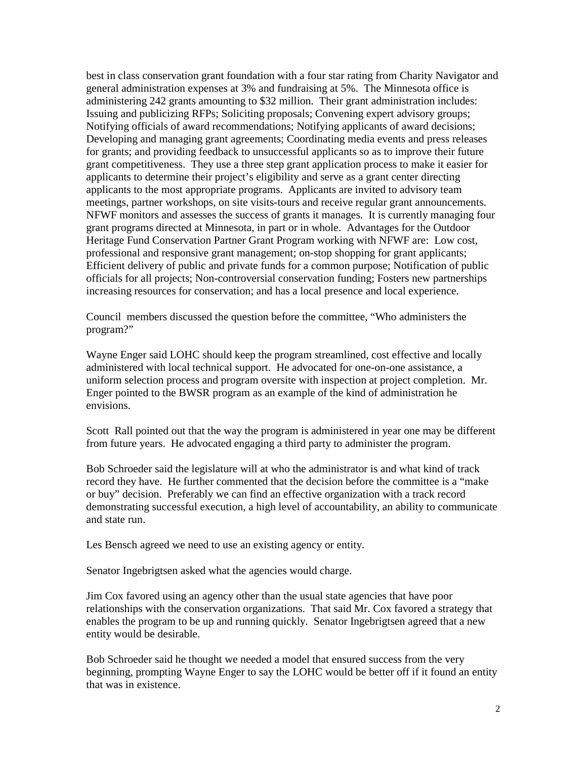best in class conservation grant foundation with a four star rating from Charity Navigator and general administration expenses at 3% and fundraising at 5%. The Minnesota office is administering 242 grants amounting to $32 million. Their grant administration includes: Issuing and publicizing RFPs; Soliciting proposals; Convening expert advisory groups; Notifying officials of award recommendations; Notifying applicants of award decisions; Developing and managing grant agreements; Coordinating media events and press releases for grants; and providing feedback to unsuccessful applicants so as to improve their future grant competitiveness. They use a three step grant application process to make it easier for applicants to determine their project's eligibility and serve as a grant center directing applicants to the most appropriate programs. Applicants are invited to advisory team meetings, partner workshops, on site visits-tours and receive regular grant announcements. NFWF monitors and assesses the success of grants it manages. It is currently managing four grant programs directed at Minnesota, in part or in whole. Advantages for the Outdoor Heritage Fund Conservation Partner Grant Program working with NFWF are: Low cost, professional and responsive grant management; on-stop shopping for grant applicants; Efficient delivery of public and private funds for a common purpose; Notification of public officials for all projects; Non-controversial conservation funding; Fosters new partnerships increasing resources for conservation; and has a local presence and local experience.

Council members discussed the question before the committee, "Who administers the program?"

Wayne Enger said LOHC should keep the program streamlined, cost effective and locally administered with local technical support. He advocated for one-on-one assistance, a uniform selection process and program oversite with inspection at project completion. Mr. Enger pointed to the BWSR program as an example of the kind of administration he envisions.

Scott Rall pointed out that the way the program is administered in year one may be different from future years. He advocated engaging a third party to administer the program.

Bob Schroeder said the legislature will at who the administrator is and what kind of track record they have. He further commented that the decision before the committee is a "make or buy" decision. Preferably we can find an effective organization with a track record demonstrating successful execution, a high level of accountability, an ability to communicate and state run.

Les Bensch agreed we need to use an existing agency or entity.

Senator Ingebrigtsen asked what the agencies would charge.

Jim Cox favored using an agency other than the usual state agencies that have poor relationships with the conservation organizations. That said Mr. Cox favored a strategy that enables the program to be up and running quickly. Senator Ingebrigtsen agreed that a new entity would be desirable.

Bob Schroeder said he thought we needed a model that ensured success from the very beginning, prompting Wayne Enger to say the LOHC would be better off if it found an entity that was in existence.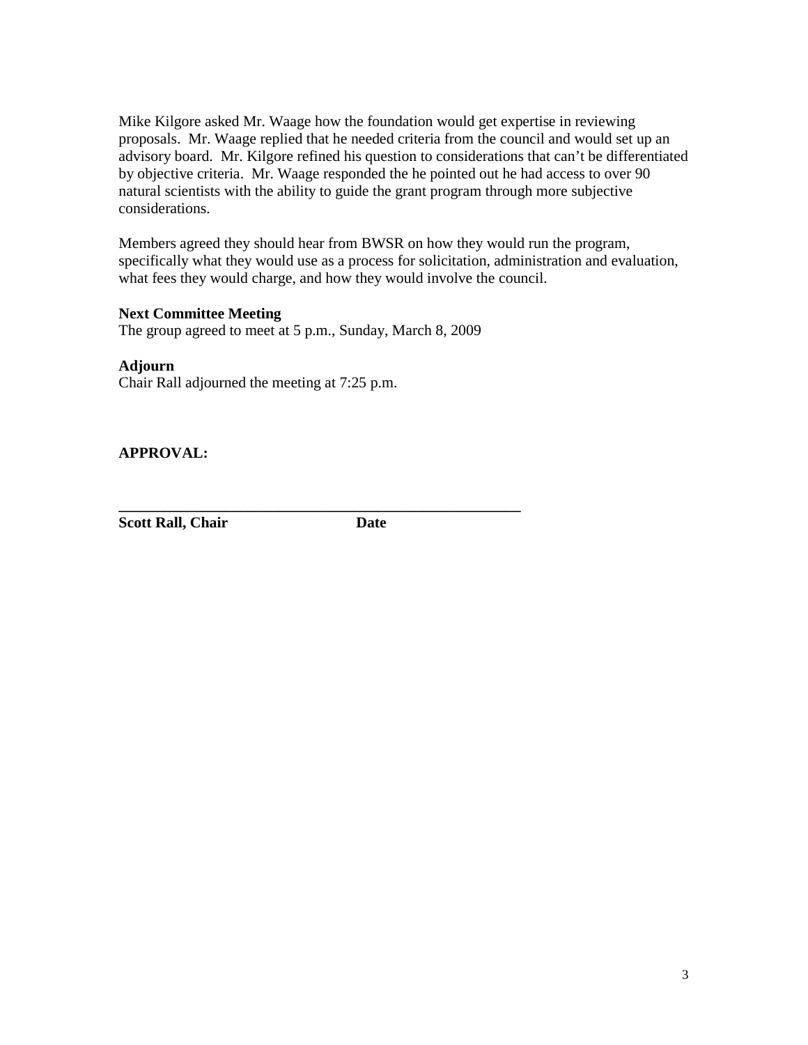Mike Kilgore asked Mr. Waage how the foundation would get expertise in reviewing proposals. Mr. Waage replied that he needed criteria from the council and would set up an advisory board. Mr. Kilgore refined his question to considerations that can't be differentiated by objective criteria. Mr. Waage responded the he pointed out he had access to over 90 natural scientists with the ability to guide the grant program through more subjective considerations.

Members agreed they should hear from BWSR on how they would run the program, specifically what they would use as a process for solicitation, administration and evaluation, what fees they would charge, and how they would involve the council.

**Next Committee Meeting**
The group agreed to meet at 5 p.m., Sunday, March 8, 2009

**Adjourn**
Chair Rall adjourned the meeting at 7:25 p.m.

**APPROVAL:**

\_\_\_\_\_\_\_\_\_\_\_\_\_\_\_\_\_\_\_\_\_\_\_\_\_\_\_\_\_\_\_\_\_\_\_\_\_\_\_\_\_\_\_\_\_\_\_\_\_\_\_\_\_\_
**Scott Rall, Chair** **Date**